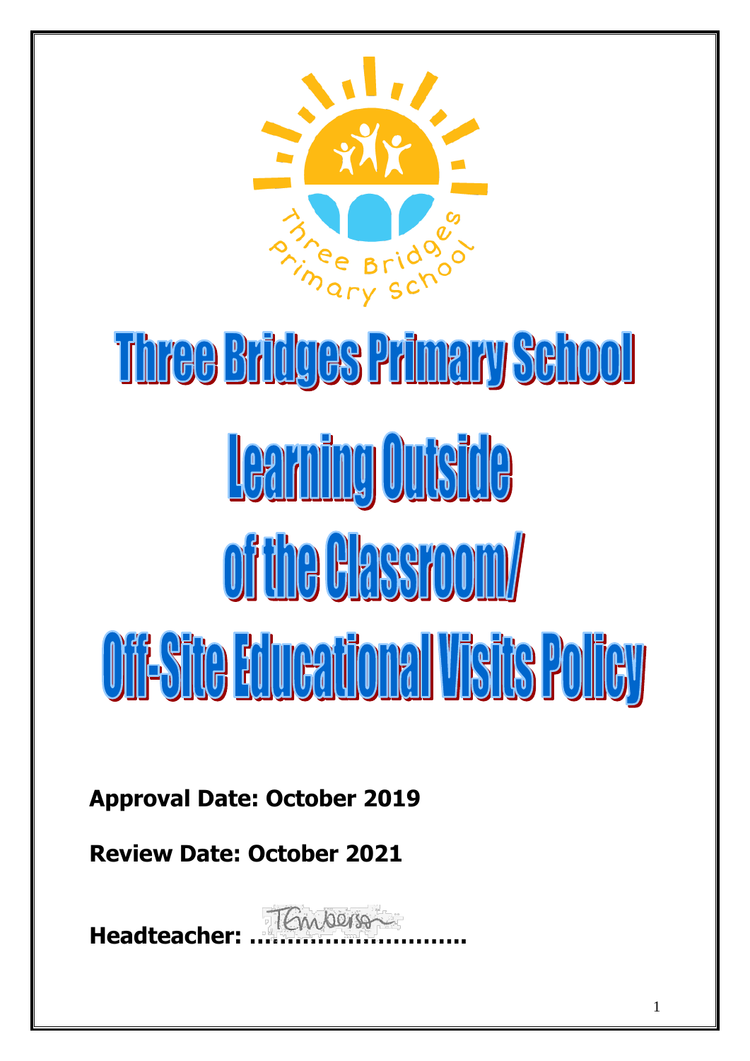# Three Bridges Primary School

# Learning Outside of the Classroom/ Off-Site Educational Visits Policy

**Approval Date: October 2019**

**Review Date: October 2021**

**Headteacher: ……………………….**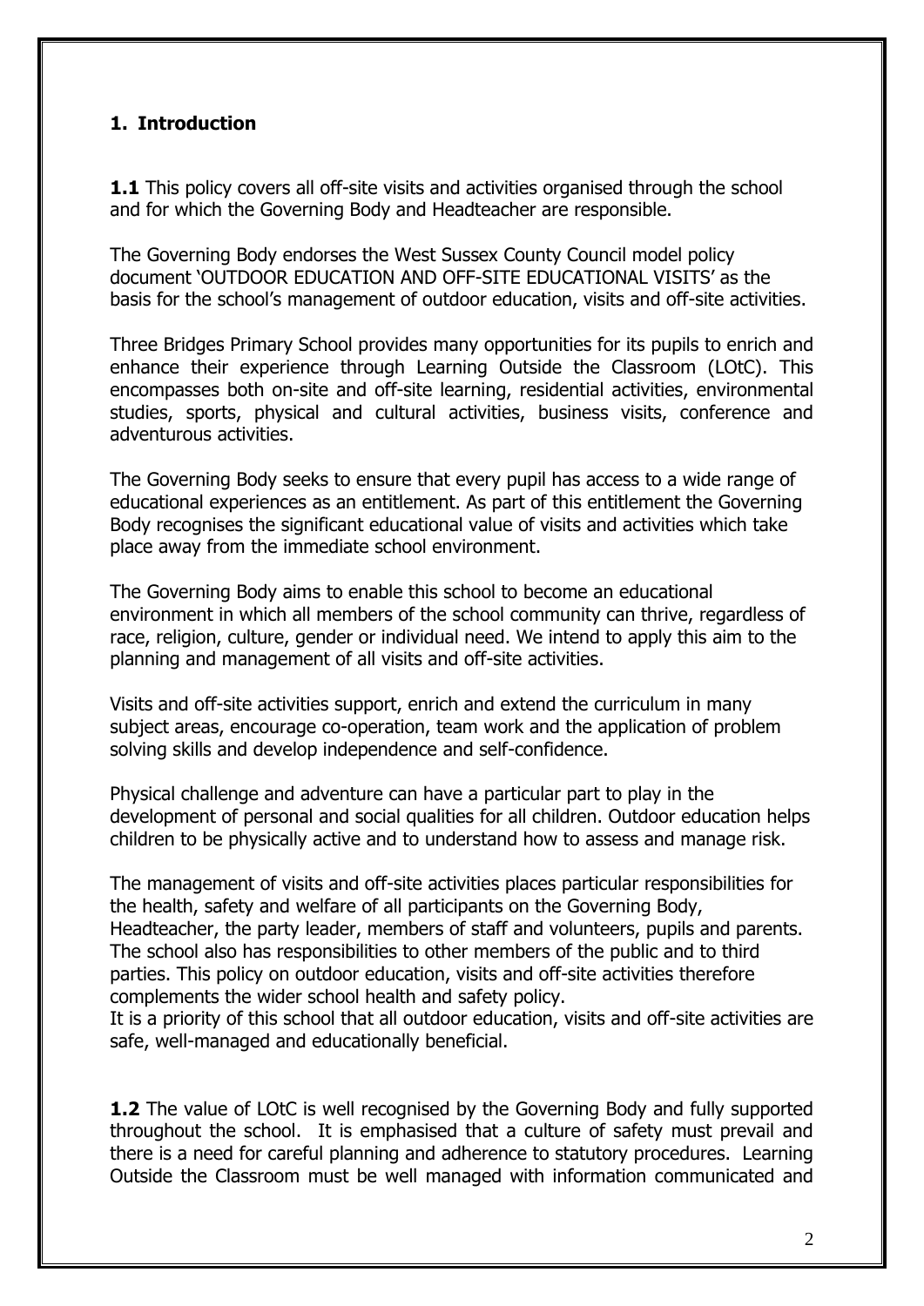## 1. Introduction

**1.1** This policy covers all off-site visits and activities organised through the school and for which the Governing Body and Headteacher are responsible.

The Governing Body endorses the West Sussex County Council model policy document 'OUTDOOR EDUCATION AND OFF-SITE EDUCATIONAL VISITS' as the basis for the school's management of outdoor education, visits and off-site activities.

Three Bridges Primary School provides many opportunities for its pupils to enrich and enhance their experience through Learning Outside the Classroom (LOtC). This encompasses both on-site and off-site learning, residential activities, environmental studies, sports, physical and cultural activities, business visits, conference and adventurous activities.

The Governing Body seeks to ensure that every pupil has access to a wide range of educational experiences as an entitlement. As part of this entitlement the Governing Body recognises the significant educational value of visits and activities which take place away from the immediate school environment.

The Governing Body aims to enable this school to become an educational environment in which all members of the school community can thrive, regardless of race, religion, culture, gender or individual need. We intend to apply this aim to the planning and management of all visits and off-site activities.

Visits and off-site activities support, enrich and extend the curriculum in many subject areas, encourage co-operation, team work and the application of problem solving skills and develop independence and self-confidence.

Physical challenge and adventure can have a particular part to play in the development of personal and social qualities for all children. Outdoor education helps children to be physically active and to understand how to assess and manage risk.

The management of visits and off-site activities places particular responsibilities for the health, safety and welfare of all participants on the Governing Body, Headteacher, the party leader, members of staff and volunteers, pupils and parents. The school also has responsibilities to other members of the public and to third parties. This policy on outdoor education, visits and off-site activities therefore complements the wider school health and safety policy.
It is a priority of this school that all outdoor education, visits and off-site activities are safe, well-managed and educationally beneficial.

**1.2** The value of LOtC is well recognised by the Governing Body and fully supported throughout the school. It is emphasised that a culture of safety must prevail and there is a need for careful planning and adherence to statutory procedures. Learning Outside the Classroom must be well managed with information communicated and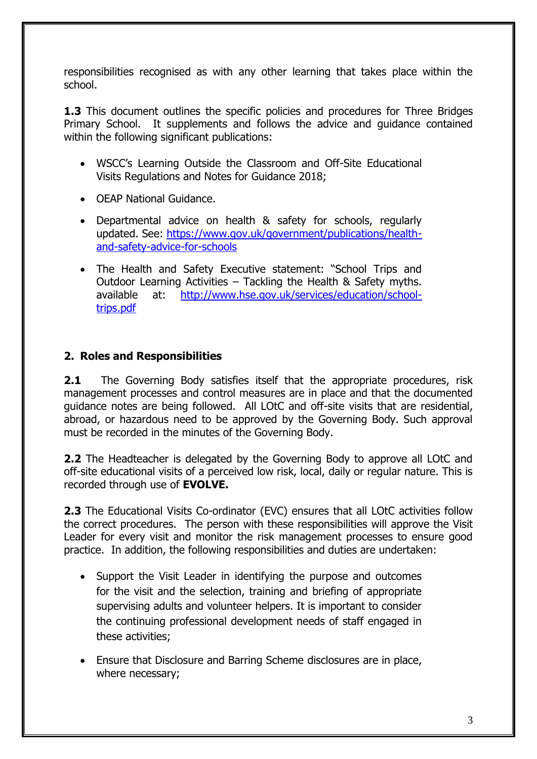responsibilities recognised as with any other learning that takes place within the school.

**1.3** This document outlines the specific policies and procedures for Three Bridges Primary School. It supplements and follows the advice and guidance contained within the following significant publications:

- WSCC's Learning Outside the Classroom and Off-Site Educational Visits Regulations and Notes for Guidance 2018;
- OEAP National Guidance.
- Departmental advice on health & safety for schools, regularly updated. See: [https://www.gov.uk/government/publications/health-and-safety-advice-for-schools](https://www.gov.uk/government/publications/health-and-safety-advice-for-schools)
- The Health and Safety Executive statement: "School Trips and Outdoor Learning Activities – Tackling the Health & Safety myths. available at: [http://www.hse.gov.uk/services/education/school-trips.pdf](http://www.hse.gov.uk/services/education/school-trips.pdf)

## 2. Roles and Responsibilities

**2.1** The Governing Body satisfies itself that the appropriate procedures, risk management processes and control measures are in place and that the documented guidance notes are being followed. All LOtC and off-site visits that are residential, abroad, or hazardous need to be approved by the Governing Body. Such approval must be recorded in the minutes of the Governing Body.

**2.2** The Headteacher is delegated by the Governing Body to approve all LOtC and off-site educational visits of a perceived low risk, local, daily or regular nature. This is recorded through use of **EVOLVE.**

**2.3** The Educational Visits Co-ordinator (EVC) ensures that all LOtC activities follow the correct procedures. The person with these responsibilities will approve the Visit Leader for every visit and monitor the risk management processes to ensure good practice. In addition, the following responsibilities and duties are undertaken:

- Support the Visit Leader in identifying the purpose and outcomes for the visit and the selection, training and briefing of appropriate supervising adults and volunteer helpers. It is important to consider the continuing professional development needs of staff engaged in these activities;
- Ensure that Disclosure and Barring Scheme disclosures are in place, where necessary;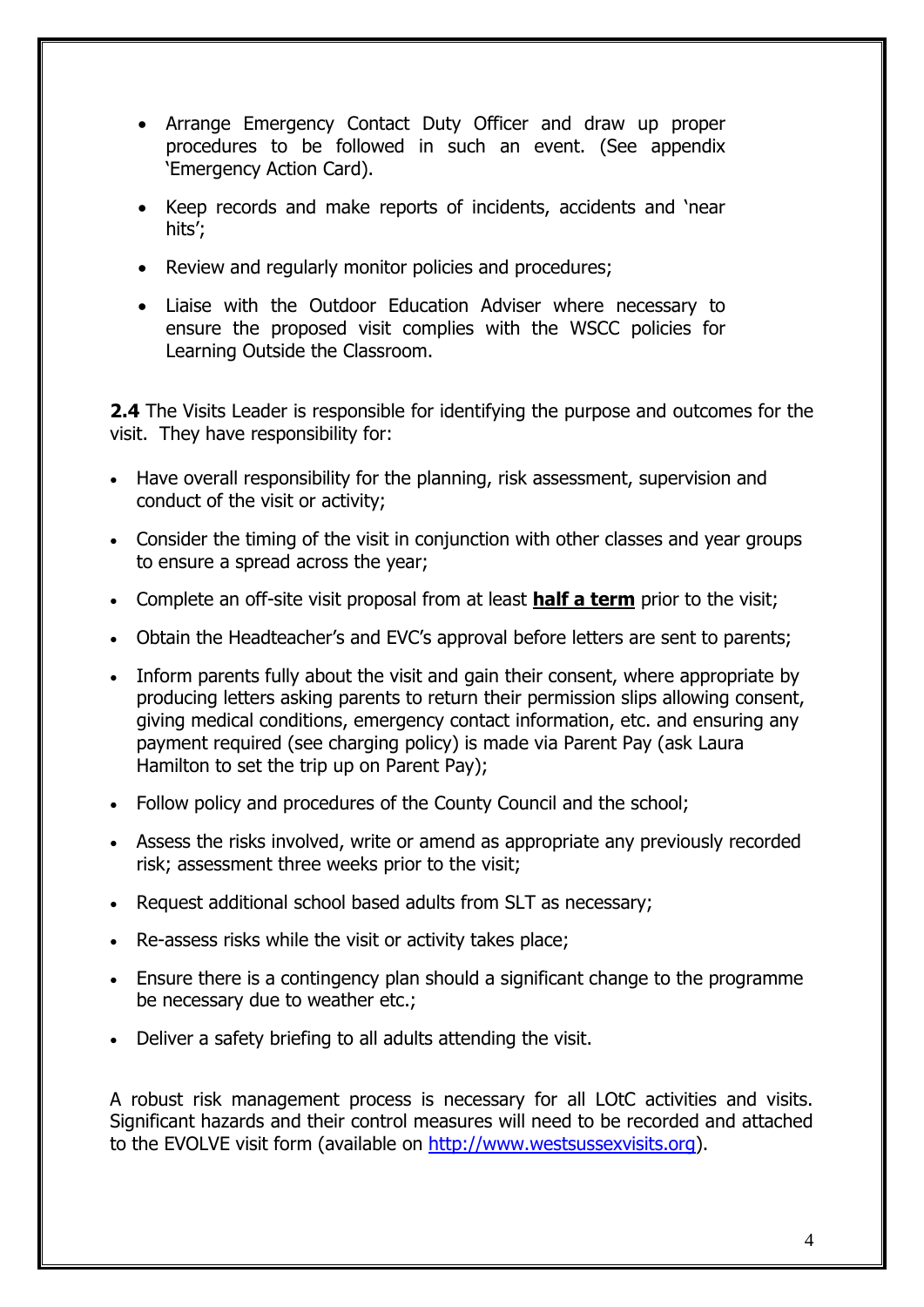- Arrange Emergency Contact Duty Officer and draw up proper procedures to be followed in such an event. (See appendix 'Emergency Action Card).
- Keep records and make reports of incidents, accidents and 'near hits';
- Review and regularly monitor policies and procedures;
- Liaise with the Outdoor Education Adviser where necessary to ensure the proposed visit complies with the WSCC policies for Learning Outside the Classroom.

**2.4** The Visits Leader is responsible for identifying the purpose and outcomes for the visit. They have responsibility for:

- Have overall responsibility for the planning, risk assessment, supervision and conduct of the visit or activity;
- Consider the timing of the visit in conjunction with other classes and year groups to ensure a spread across the year;
- Complete an off-site visit proposal from at least **half a term** prior to the visit;
- Obtain the Headteacher's and EVC's approval before letters are sent to parents;
- Inform parents fully about the visit and gain their consent, where appropriate by producing letters asking parents to return their permission slips allowing consent, giving medical conditions, emergency contact information, etc. and ensuring any payment required (see charging policy) is made via Parent Pay (ask Laura Hamilton to set the trip up on Parent Pay);
- Follow policy and procedures of the County Council and the school;
- Assess the risks involved, write or amend as appropriate any previously recorded risk; assessment three weeks prior to the visit;
- Request additional school based adults from SLT as necessary;
- Re-assess risks while the visit or activity takes place;
- Ensure there is a contingency plan should a significant change to the programme be necessary due to weather etc.;
- Deliver a safety briefing to all adults attending the visit.

A robust risk management process is necessary for all LOtC activities and visits. Significant hazards and their control measures will need to be recorded and attached to the EVOLVE visit form (available on http://www.westsussexvisits.org).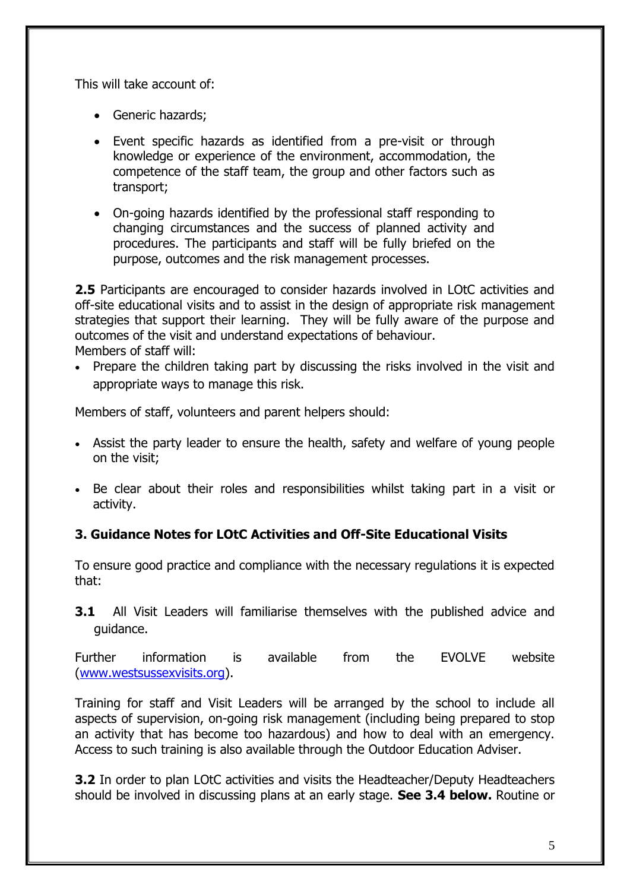This will take account of:

- Generic hazards;
- Event specific hazards as identified from a pre-visit or through knowledge or experience of the environment, accommodation, the competence of the staff team, the group and other factors such as transport;
- On-going hazards identified by the professional staff responding to changing circumstances and the success of planned activity and procedures. The participants and staff will be fully briefed on the purpose, outcomes and the risk management processes.

**2.5** Participants are encouraged to consider hazards involved in LOtC activities and off-site educational visits and to assist in the design of appropriate risk management strategies that support their learning. They will be fully aware of the purpose and outcomes of the visit and understand expectations of behaviour.
Members of staff will:

- Prepare the children taking part by discussing the risks involved in the visit and appropriate ways to manage this risk.

Members of staff, volunteers and parent helpers should:

- Assist the party leader to ensure the health, safety and welfare of young people on the visit;
- Be clear about their roles and responsibilities whilst taking part in a visit or activity.

### 3. Guidance Notes for LOtC Activities and Off-Site Educational Visits

To ensure good practice and compliance with the necessary regulations it is expected that:

**3.1** All Visit Leaders will familiarise themselves with the published advice and guidance.

Further information is available from the EVOLVE website ([www.westsussexvisits.org](www.westsussexvisits.org)).

Training for staff and Visit Leaders will be arranged by the school to include all aspects of supervision, on-going risk management (including being prepared to stop an activity that has become too hazardous) and how to deal with an emergency. Access to such training is also available through the Outdoor Education Adviser.

**3.2** In order to plan LOtC activities and visits the Headteacher/Deputy Headteachers should be involved in discussing plans at an early stage. **See 3.4 below.** Routine or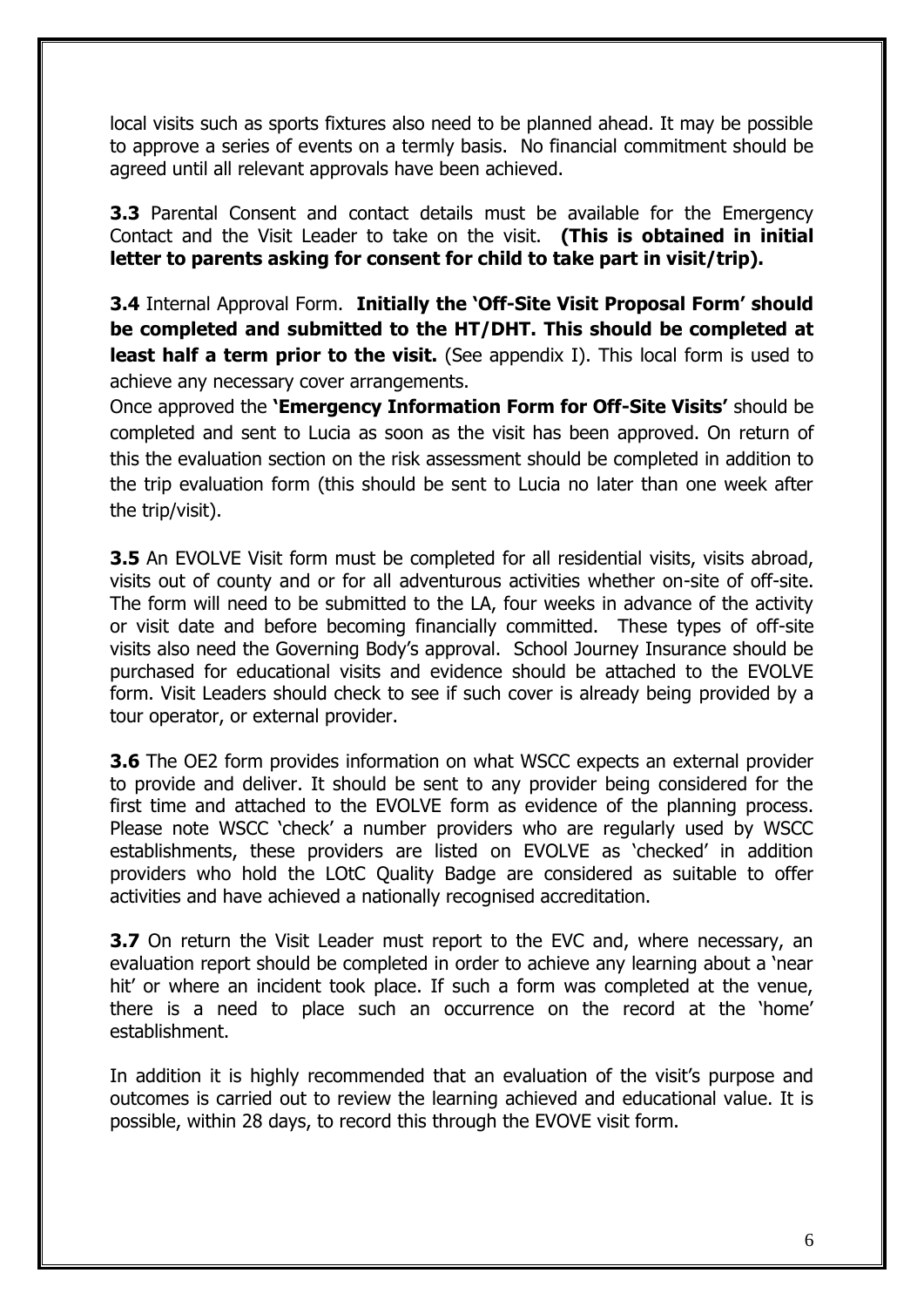local visits such as sports fixtures also need to be planned ahead. It may be possible to approve a series of events on a termly basis. No financial commitment should be agreed until all relevant approvals have been achieved.

**3.3** Parental Consent and contact details must be available for the Emergency Contact and the Visit Leader to take on the visit. **(This is obtained in initial letter to parents asking for consent for child to take part in visit/trip).**

**3.4** Internal Approval Form. **Initially the 'Off-Site Visit Proposal Form' should be completed and submitted to the HT/DHT. This should be completed at least half a term prior to the visit.** (See appendix I). This local form is used to achieve any necessary cover arrangements.

Once approved the **'Emergency Information Form for Off-Site Visits'** should be completed and sent to Lucia as soon as the visit has been approved. On return of this the evaluation section on the risk assessment should be completed in addition to the trip evaluation form (this should be sent to Lucia no later than one week after the trip/visit).

**3.5** An EVOLVE Visit form must be completed for all residential visits, visits abroad, visits out of county and or for all adventurous activities whether on-site of off-site. The form will need to be submitted to the LA, four weeks in advance of the activity or visit date and before becoming financially committed. These types of off-site visits also need the Governing Body's approval. School Journey Insurance should be purchased for educational visits and evidence should be attached to the EVOLVE form. Visit Leaders should check to see if such cover is already being provided by a tour operator, or external provider.

**3.6** The OE2 form provides information on what WSCC expects an external provider to provide and deliver. It should be sent to any provider being considered for the first time and attached to the EVOLVE form as evidence of the planning process. Please note WSCC 'check' a number providers who are regularly used by WSCC establishments, these providers are listed on EVOLVE as 'checked' in addition providers who hold the LOtC Quality Badge are considered as suitable to offer activities and have achieved a nationally recognised accreditation.

**3.7** On return the Visit Leader must report to the EVC and, where necessary, an evaluation report should be completed in order to achieve any learning about a 'near hit' or where an incident took place. If such a form was completed at the venue, there is a need to place such an occurrence on the record at the 'home' establishment.

In addition it is highly recommended that an evaluation of the visit's purpose and outcomes is carried out to review the learning achieved and educational value. It is possible, within 28 days, to record this through the EVOVE visit form.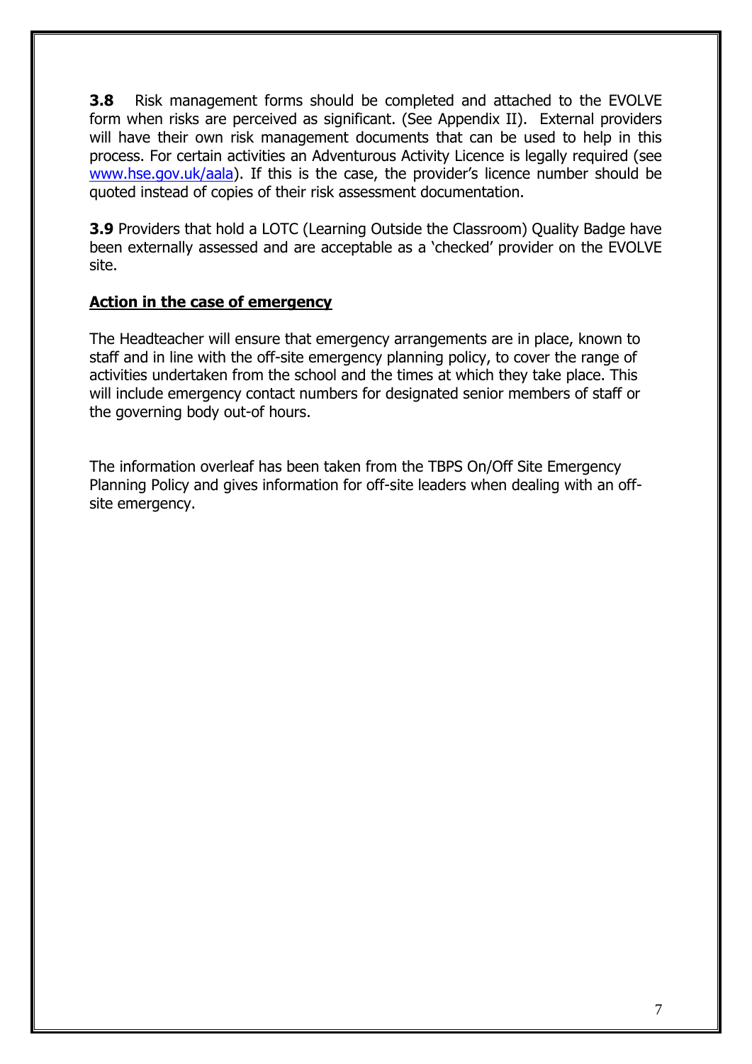**3.8** Risk management forms should be completed and attached to the EVOLVE form when risks are perceived as significant. (See Appendix II). External providers will have their own risk management documents that can be used to help in this process. For certain activities an Adventurous Activity Licence is legally required (see www.hse.gov.uk/aala). If this is the case, the provider's licence number should be quoted instead of copies of their risk assessment documentation.

**3.9** Providers that hold a LOTC (Learning Outside the Classroom) Quality Badge have been externally assessed and are acceptable as a 'checked' provider on the EVOLVE site.

**Action in the case of emergency**

The Headteacher will ensure that emergency arrangements are in place, known to staff and in line with the off-site emergency planning policy, to cover the range of activities undertaken from the school and the times at which they take place. This will include emergency contact numbers for designated senior members of staff or the governing body out-of hours.

The information overleaf has been taken from the TBPS On/Off Site Emergency Planning Policy and gives information for off-site leaders when dealing with an off-site emergency.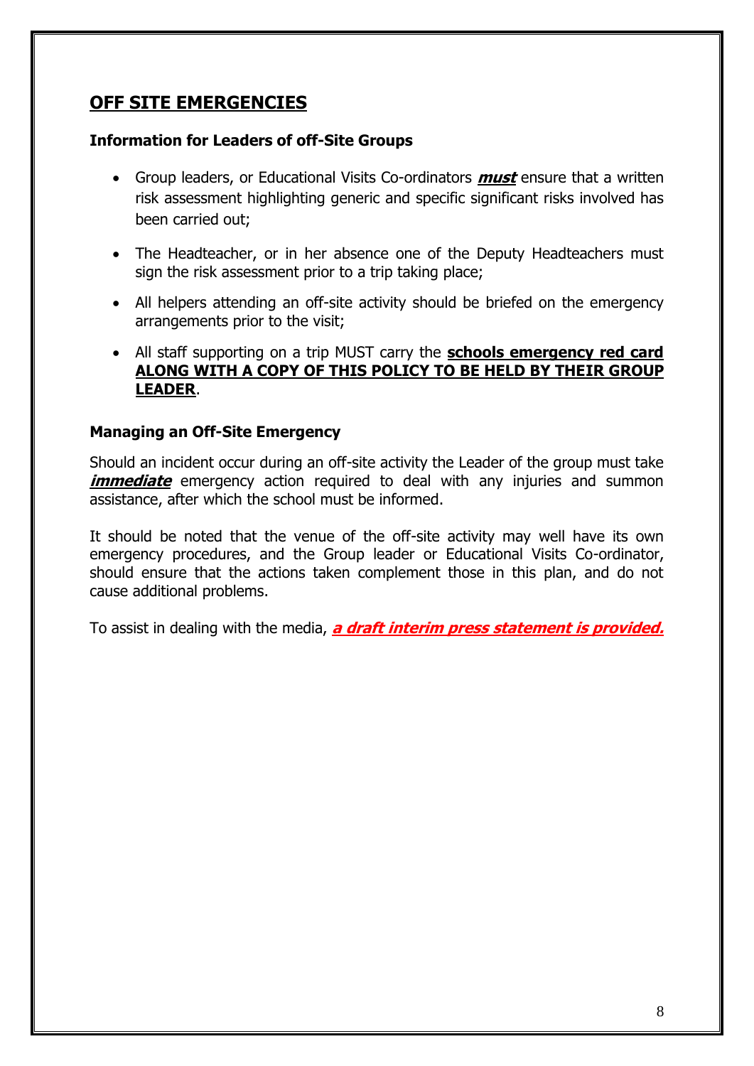## OFF SITE EMERGENCIES

### Information for Leaders of off-Site Groups

- Group leaders, or Educational Visits Co-ordinators ***must*** ensure that a written risk assessment highlighting generic and specific significant risks involved has been carried out;
- The Headteacher, or in her absence one of the Deputy Headteachers must sign the risk assessment prior to a trip taking place;
- All helpers attending an off-site activity should be briefed on the emergency arrangements prior to the visit;
- All staff supporting on a trip MUST carry the **schools emergency red card ALONG WITH A COPY OF THIS POLICY TO BE HELD BY THEIR GROUP LEADER**.

### Managing an Off-Site Emergency

Should an incident occur during an off-site activity the Leader of the group must take ***immediate*** emergency action required to deal with any injuries and summon assistance, after which the school must be informed.

It should be noted that the venue of the off-site activity may well have its own emergency procedures, and the Group leader or Educational Visits Co-ordinator, should ensure that the actions taken complement those in this plan, and do not cause additional problems.

To assist in dealing with the media, ***a draft interim press statement is provided.***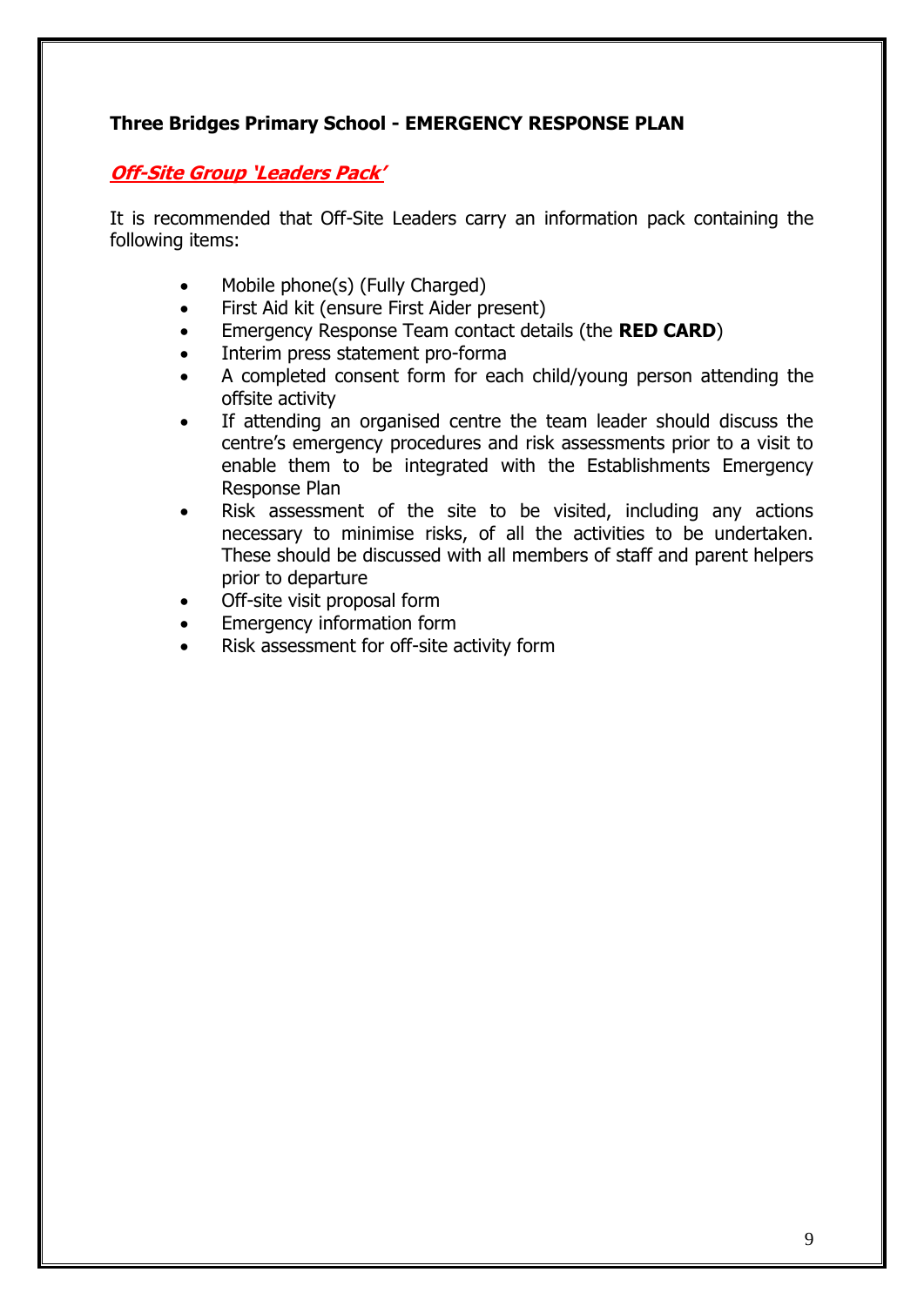**Three Bridges Primary School - EMERGENCY RESPONSE PLAN**

***Off-Site Group 'Leaders Pack'***

It is recommended that Off-Site Leaders carry an information pack containing the following items:

- Mobile phone(s) (Fully Charged)
- First Aid kit (ensure First Aider present)
- Emergency Response Team contact details (the **RED CARD**)
- Interim press statement pro-forma
- A completed consent form for each child/young person attending the offsite activity
- If attending an organised centre the team leader should discuss the centre's emergency procedures and risk assessments prior to a visit to enable them to be integrated with the Establishments Emergency Response Plan
- Risk assessment of the site to be visited, including any actions necessary to minimise risks, of all the activities to be undertaken. These should be discussed with all members of staff and parent helpers prior to departure
- Off-site visit proposal form
- Emergency information form
- Risk assessment for off-site activity form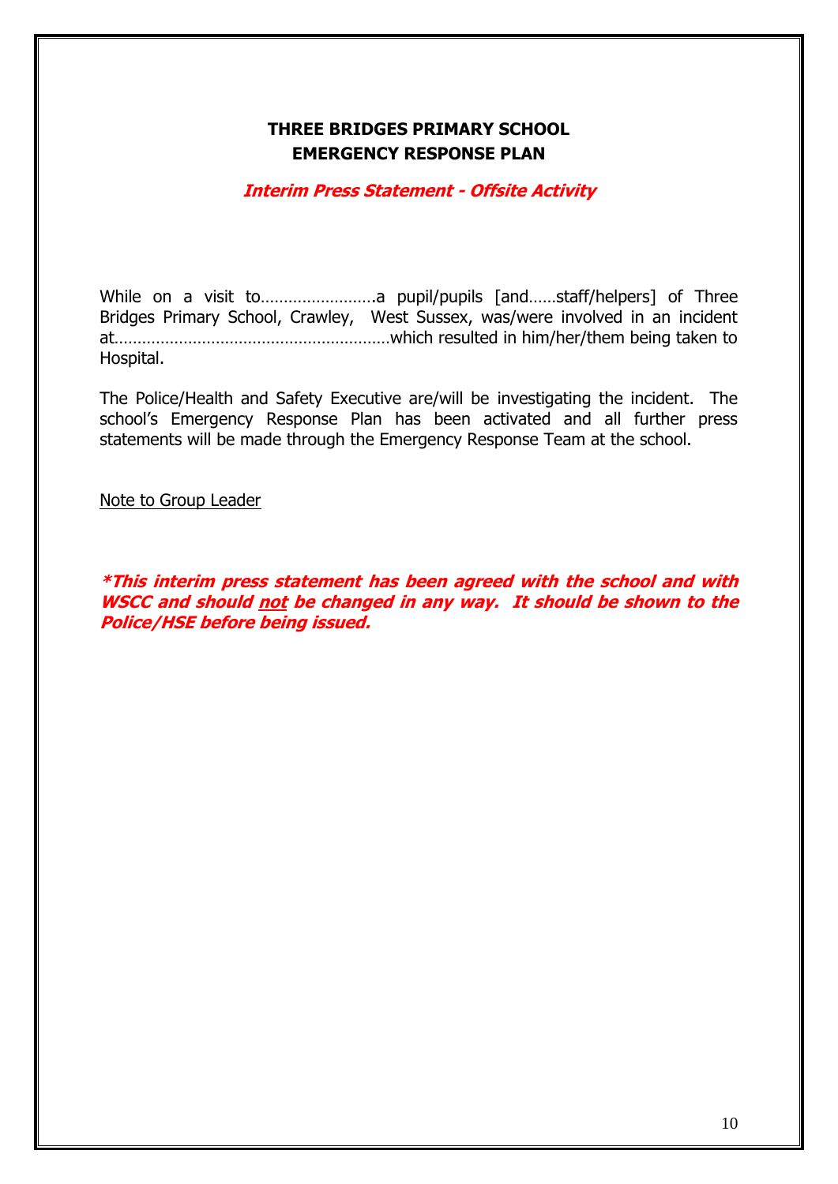**THREE BRIDGES PRIMARY SCHOOL**
**EMERGENCY RESPONSE PLAN**

***Interim Press Statement - Offsite Activity***

While on a visit to…………………….a pupil/pupils [and……staff/helpers] of Three Bridges Primary School, Crawley, West Sussex, was/were involved in an incident at……………………………………………………which resulted in him/her/them being taken to Hospital.

The Police/Health and Safety Executive are/will be investigating the incident. The school's Emergency Response Plan has been activated and all further press statements will be made through the Emergency Response Team at the school.

<u>Note to Group Leader</u>

***\*This interim press statement has been agreed with the school and with WSCC and should <u>not</u> be changed in any way. It should be shown to the Police/HSE before being issued.***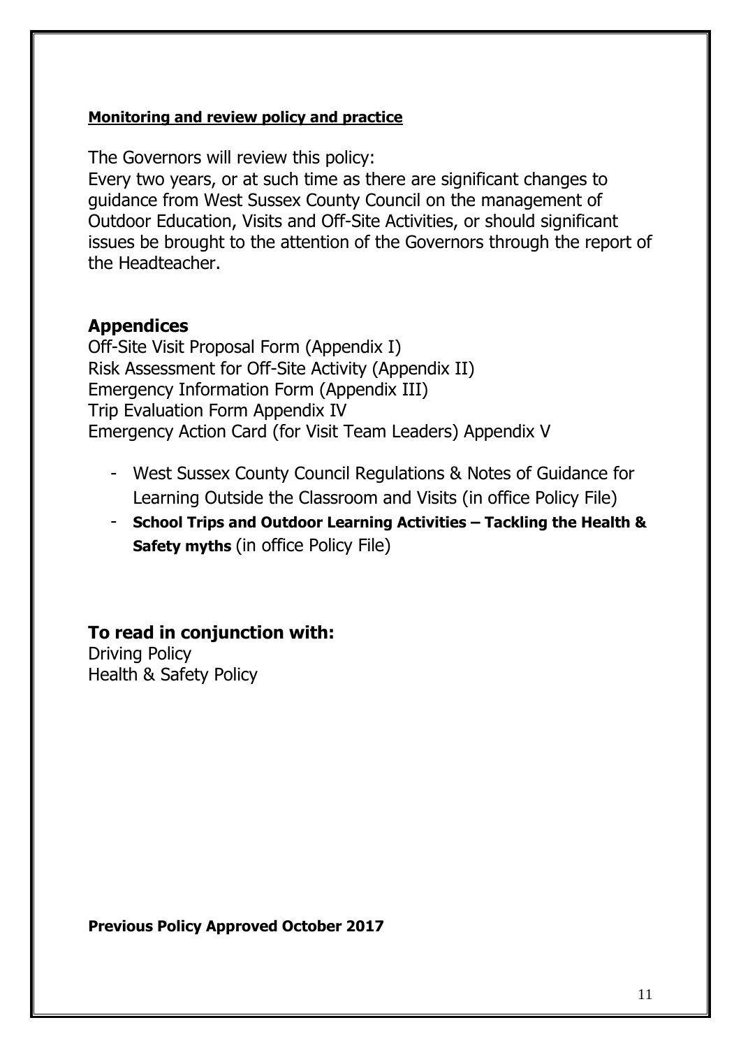**Monitoring and review policy and practice**

The Governors will review this policy:
Every two years, or at such time as there are significant changes to guidance from West Sussex County Council on the management of Outdoor Education, Visits and Off-Site Activities, or should significant issues be brought to the attention of the Governors through the report of the Headteacher.

## Appendices

Off-Site Visit Proposal Form (Appendix I)
Risk Assessment for Off-Site Activity (Appendix II)
Emergency Information Form (Appendix III)
Trip Evaluation Form Appendix IV
Emergency Action Card (for Visit Team Leaders) Appendix V

- West Sussex County Council Regulations & Notes of Guidance for Learning Outside the Classroom and Visits (in office Policy File)
- **School Trips and Outdoor Learning Activities – Tackling the Health & Safety myths** (in office Policy File)

## To read in conjunction with:

Driving Policy
Health & Safety Policy

**Previous Policy Approved October 2017**